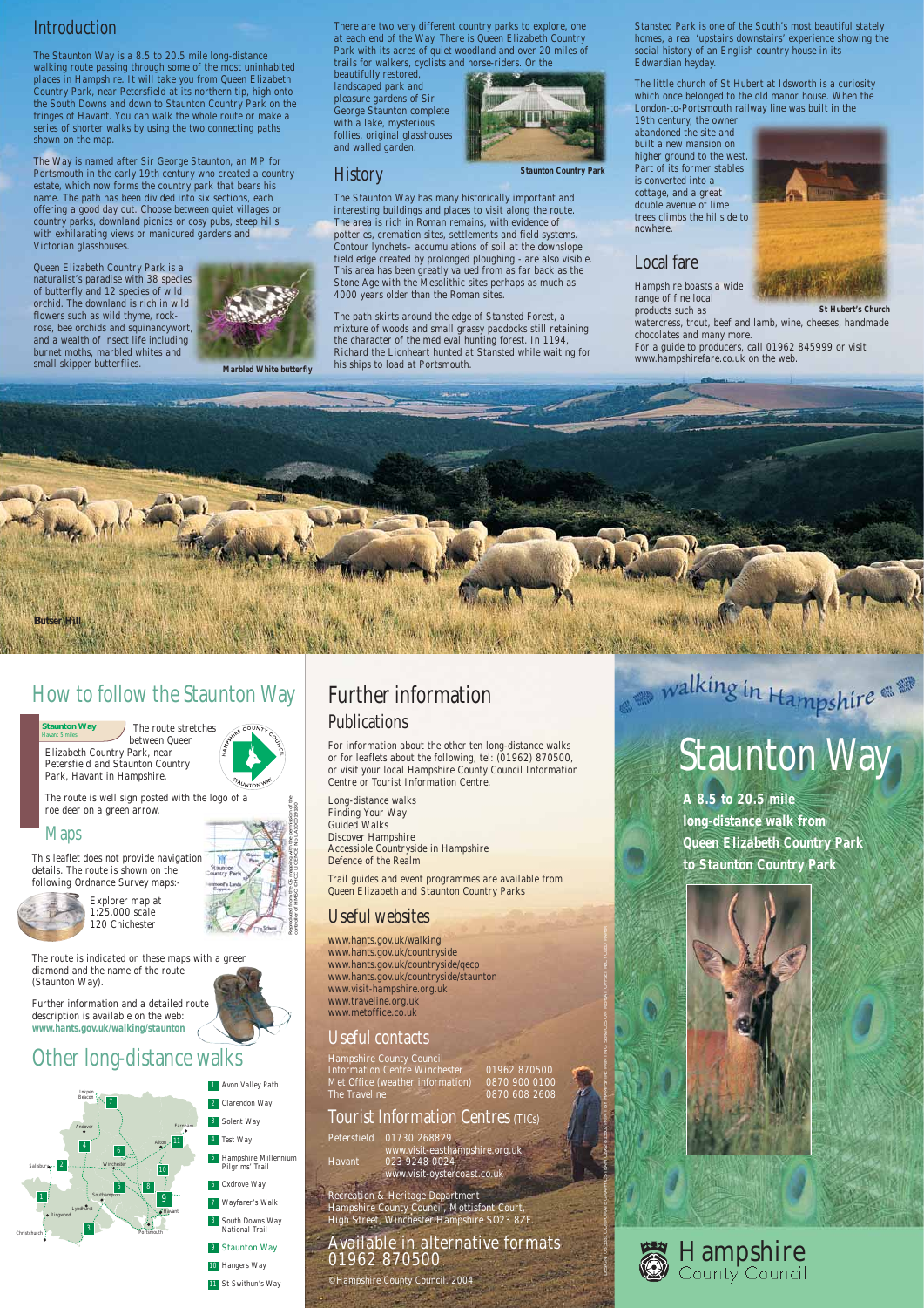## Introduction

The Staunton Way is a 8.5 to 20.5 mile long-distance walking route passing through some of the most uninhabited places in Hampshire. It will take you from Queen Elizabeth Country Park, near Petersfield at its northern tip, high onto the South Downs and down to Staunton Country Park on the fringes of Havant. You can walk the whole route or make a series of shorter walks by using the two connecting paths shown on the map.

The Way is named after Sir George Staunton, an MP for Portsmouth in the early 19th century who created a country estate, which now forms the country park that bears his name. The path has been divided into six sections, each offering a good day out. Choose between quiet villages or country parks, downland picnics or cosy pubs, steep hills with exhilarating views or manicured gardens and Victorian glasshouses.

Queen Elizabeth Country Park is a naturalist's paradise with 38 species of butterfly and 12 species of wild orchid. The downland is rich in wild flowers such as wild thyme, rock-rose, bee orchids and squinancywort, and a wealth of insect life including burnet moths, marbled whites and small skipper butterflies.

Marbled White butterfly

There are two very different country parks to explore, one at each end of the Way. There is Queen Elizabeth Country Park with its acres of quiet woodland and over 20 miles of trails for walkers, cyclists and horse-riders. Or the beautifully restored, landscaped park and pleasure gardens of Sir George Staunton complete with a lake, mysterious follies, original glasshouses and walled garden.

Staunton Country Park

## History

The Staunton Way has many historically important and interesting buildings and places to visit along the route. The area is rich in Roman remains, with evidence of potteries, cremation sites, settlements and field systems. Contour lynchets- accumulations of soil at the downslope field edge created by prolonged ploughing - are also visible. This area has been greatly valued from as far back as the Stone Age with the Mesolithic sites perhaps as much as 4000 years older than the Roman sites.

The path skirts around the edge of Stansted Forest, a mixture of woods and small grassy paddocks still retaining the character of the medieval hunting forest. In 1194, Richard the Lionheart hunted at Stansted while waiting for his ships to load at Portsmouth.

Stansted Park is one of the South's most beautiful stately homes, a real 'upstairs downstairs' experience showing the social history of an English country house in its Edwardian heyday.

The little church of St Hubert at Idsworth is a curiosity which once belonged to the old manor house. When the London-to-Portsmouth railway line was built in the 19th century, the owner abandoned the site and built a new mansion on higher ground to the west. Part of its former stables is converted into a cottage, and a great double avenue of lime trees climbs the hillside to nowhere.

St Hubert's Church

## Local fare

Hampshire boasts a wide range of fine local products such as watercress, trout, beef and lamb, wine, cheeses, handmade chocolates and many more.
For a guide to producers, call 01962 845999 or visit www.hampshirefare.co.uk on the web.

Butser Hill

## How to follow the Staunton Way

**Staunton Way**
Havant 5 miles

The route stretches between Queen Elizabeth Country Park, near Petersfield and Staunton Country Park, Havant in Hampshire.

The route is well sign posted with the logo of a roe deer on a green arrow.

### Maps

This leaflet does not provide navigation details. The route is shown on the following Ordnance Survey maps:-

Explorer map at 1:25,000 scale
120 Chichester

The route is indicated on these maps with a green diamond and the name of the route (Staunton Way).

Further information and a detailed route description is available on the web:
**www.hants.gov.uk/walking/staunton**

Reproduced from the OS mapping with the permission of the controller of HMSO ©HCC LICENCE No LA 100019180

## Other long-distance walks

1. Avon Valley Path
2. Clarendon Way
3. Solent Way
4. Test Way
5. Hampshire Millennium Pilgrims' Trail
6. Oxdrove Way
7. Wayfarer's Walk
8. South Downs Way National Trail
9. Staunton Way
10. Hangers Way
11. St Swithun's Way

## Further information

### Publications

For information about the other ten long-distance walks or for leaflets about the following, tel: (01962) 870500, or visit your local Hampshire County Council Information Centre or Tourist Information Centre.

Long-distance walks
Finding Your Way
Guided Walks
Discover Hampshire
Accessible Countryside in Hampshire
Defence of the Realm

Trail guides and event programmes are available from Queen Elizabeth and Staunton Country Parks

### Useful websites

www.hants.gov.uk/walking
www.hants.gov.uk/countryside
www.hants.gov.uk/countryside/qecp
www.hants.gov.uk/countryside/staunton
www.visit-hampshire.org.uk
www.traveline.org.uk
www.metoffice.co.uk

### Useful contacts

| | |
|---|---|
| Hampshire County Council Information Centre Winchester | 01962 870500 |
| Met Office (weather information) | 0870 900 0100 |
| The Traveline | 0870 608 2608 |

### Tourist Information Centres (TICs)

| | |
|---|---|
| Petersfield | 01730 268829<br>www.visit-easthampshire.org.uk |
| Havant | 023 9248 0024<br>www.visit-oystercoast.co.uk |

Recreation & Heritage Department
Hampshire County Council, Mottisfont Court,
High Street, Winchester Hampshire SO23 8ZF.

### Available in alternative formats 01962 870500

©Hampshire County Council. 2004

# walking in Hampshire

# Staunton Way

**A 8.5 to 20.5 mile long-distance walk from Queen Elizabeth Country Park to Staunton Country Park**

Hampshire County Council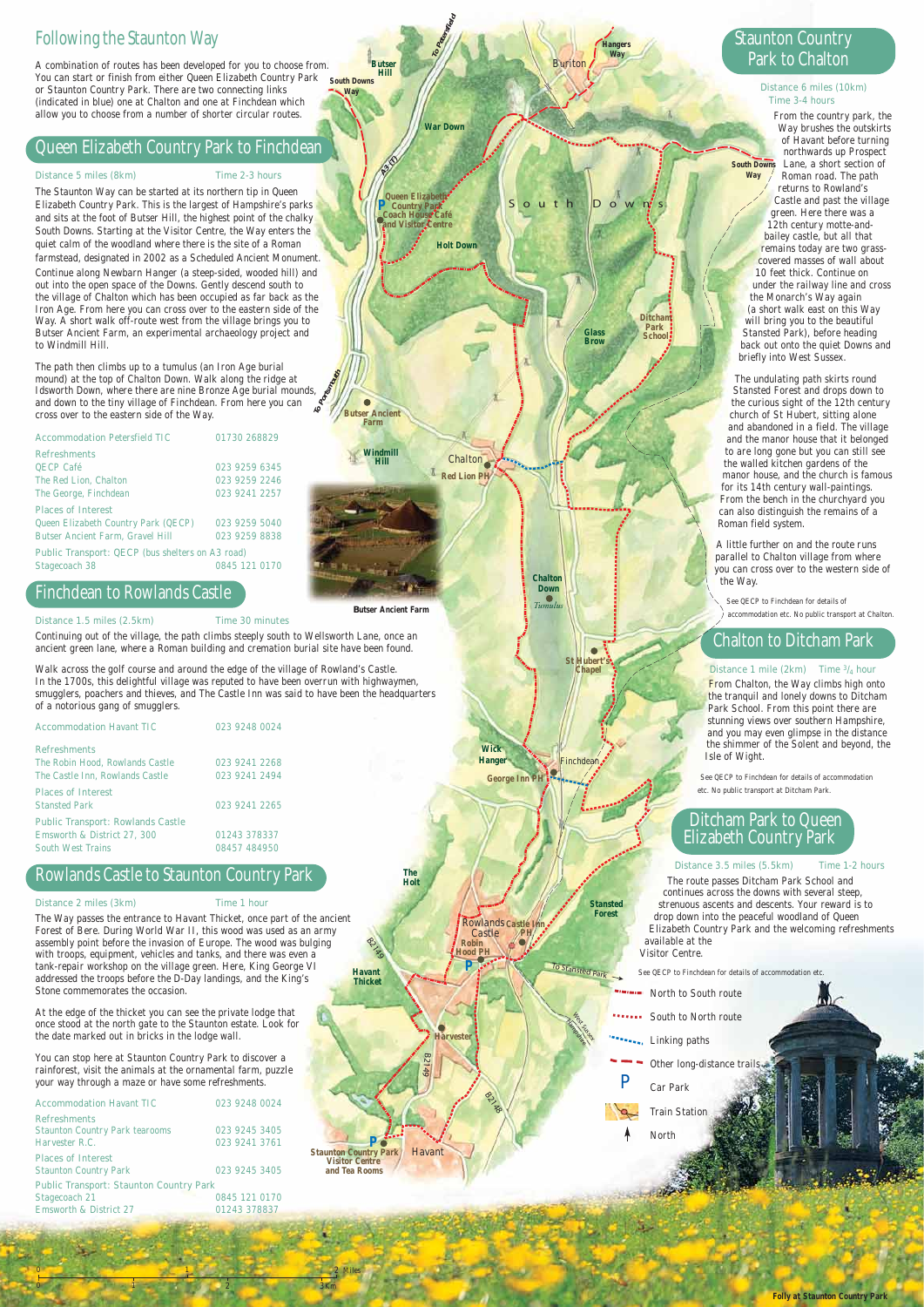# Following the Staunton Way

A combination of routes has been developed for you to choose from. You can start or finish from either Queen Elizabeth Country Park or Staunton Country Park. There are two connecting links (indicated in blue) one at Chalton and one at Finchdean which allow you to choose from a number of shorter circular routes.

## Queen Elizabeth Country Park to Finchdean

Distance 5 miles (8km) Time 2-3 hours

The Staunton Way can be started at its northern tip in Queen Elizabeth Country Park. This is the largest of Hampshire's parks and sits at the foot of Butser Hill, the highest point of the chalky South Downs. Starting at the Visitor Centre, the Way enters the quiet calm of the woodland where there is the site of a Roman farmstead, designated in 2002 as a Scheduled Ancient Monument. Continue along Newbarn Hanger (a steep-sided, wooded hill) and out into the open space of the Downs. Gently descend south to the village of Chalton which has been occupied as far back as the Iron Age. From here you can cross over to the eastern side of the Way. A short walk off-route west from the village brings you to Butser Ancient Farm, an experimental archaeology project and to Windmill Hill.

The path then climbs up to a tumulus (an Iron Age burial mound) at the top of Chalton Down. Walk along the ridge at Idsworth Down, where there are nine Bronze Age burial mounds, and down to the tiny village of Finchdean. From here you can cross over to the eastern side of the Way.

| | |
|---|---|
| Accommodation Petersfield TIC | 01730 268829 |
| **Refreshments** | |
| QECP Café | 023 9259 6345 |
| The Red Lion, Chalton | 023 9259 2246 |
| The George, Finchdean | 023 9241 2257 |
| **Places of Interest** | |
| Queen Elizabeth Country Park (QECP) | 023 9259 5040 |
| Butser Ancient Farm, Gravel Hill | 023 9259 8838 |
| **Public Transport: QECP (bus shelters on A3 road)** | |
| Stagecoach 38 | 0845 121 0170 |

Butser Ancient Farm

## Finchdean to Rowlands Castle

Distance 1.5 miles (2.5km) Time 30 minutes

Continuing out of the village, the path climbs steeply south to Wellsworth Lane, once an ancient green lane, where a Roman building and cremation burial site have been found.

Walk across the golf course and around the edge of the village of Rowland's Castle. In the 1700s, this delightful village was reputed to have been overrun with highwaymen, smugglers, poachers and thieves, and The Castle Inn was said to have been the headquarters of a notorious gang of smugglers.

| | |
|---|---|
| Accommodation Havant TIC | 023 9248 0024 |
| **Refreshments** | |
| The Robin Hood, Rowlands Castle | 023 9241 2268 |
| The Castle Inn, Rowlands Castle | 023 9241 2494 |
| **Places of Interest** | |
| Stansted Park | 023 9241 2265 |
| **Public Transport: Rowlands Castle** | |
| Emsworth & District 27, 300 | 01243 378337 |
| South West Trains | 08457 484950 |

## Rowlands Castle to Staunton Country Park

Distance 2 miles (3km) Time 1 hour

The Way passes the entrance to Havant Thicket, once part of the ancient Forest of Bere. During World War II, this wood was used as an army assembly point before the invasion of Europe. The wood was bulging with troops, equipment, vehicles and tanks, and there was even a tank-repair workshop on the village green. Here, King George VI addressed the troops before the D-Day landings, and the King's Stone commemorates the occasion.

At the edge of the thicket you can see the private lodge that once stood at the north gate to the Staunton estate. Look for the date marked out in bricks in the lodge wall.

You can stop here at Staunton Country Park to discover a rainforest, visit the animals at the ornamental farm, puzzle your way through a maze or have some refreshments.

| | |
|---|---|
| Accommodation Havant TIC | 023 9248 0024 |
| **Refreshments** | |
| Staunton Country Park tearooms | 023 9245 3405 |
| Harvester R.C. | 023 9241 3761 |
| **Places of Interest** | |
| Staunton Country Park | 023 9245 3405 |
| **Public Transport: Staunton Country Park** | |
| Stagecoach 21 | 0845 121 0170 |
| Emsworth & District 27 | 01243 378837 |

## Staunton Country Park to Chalton

Distance 6 miles (10km) Time 3-4 hours

From the country park, the Way brushes the outskirts of Havant before turning northwards up Prospect Lane, a short section of Roman road. The path returns to Rowland's Castle and past the village green. Here there was a 12th century motte-and-bailey castle, but all that remains today are two grass-covered masses of wall about 10 feet thick. Continue on under the railway line and cross the Monarch's Way again (a short walk east on this Way will bring you to the beautiful Stansted Park), before heading back out onto the quiet Downs and briefly into West Sussex.

The undulating path skirts round Stansted Forest and drops down to the curious sight of the 12th century church of St Hubert, sitting alone and abandoned in a field. The village and the manor house that it belonged to are long gone but you can still see the walled kitchen gardens of the manor house, and the church is famous for its 14th century wall-paintings. From the bench in the churchyard you can also distinguish the remains of a Roman field system.

A little further on and the route runs parallel to Chalton village from where you can cross over to the western side of the Way.

*See QECP to Finchdean for details of accommodation etc. No public transport at Chalton.*

## Chalton to Ditcham Park

Distance 1 mile (2km) Time 3/4 hour

From Chalton, the Way climbs high onto the tranquil and lonely downs to Ditcham Park School. From this point there are stunning views over southern Hampshire, and you may even glimpse in the distance the shimmer of the Solent and beyond, the Isle of Wight.

*See QECP to Finchdean for details of accommodation etc. No public transport at Ditcham Park.*

## Ditcham Park to Queen Elizabeth Country Park

Distance 3.5 miles (5.5km) Time 1-2 hours

The route passes Ditcham Park School and continues across the downs with several steep, strenuous ascents and descents. Your reward is to drop down into the peaceful woodland of Queen Elizabeth Country Park and the welcoming refreshments available at the Visitor Centre.

*See QECP to Finchdean for details of accommodation etc.*

North to South route
South to North route
Linking paths
Other long-distance trails
P Car Park
Train Station
North

Folly at Staunton Country Park